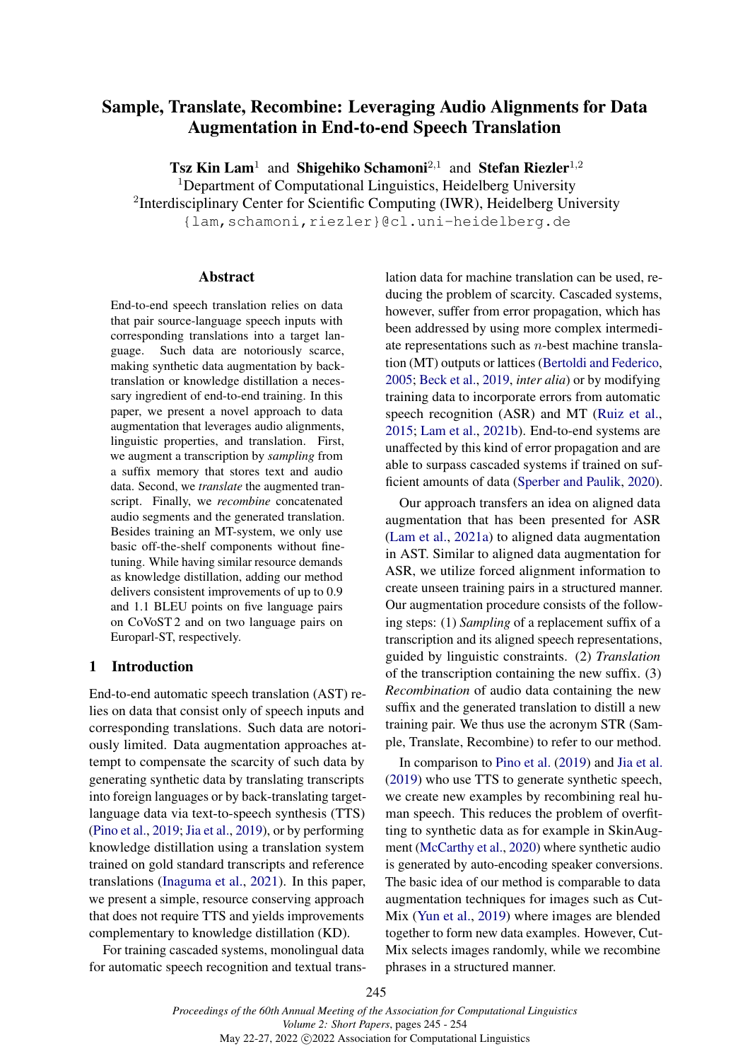# Sample, Translate, Recombine: Leveraging Audio Alignments for Data Augmentation in End-to-end Speech Translation

**Tsz Kin Lam**[1] and **Shigehiko Schamoni**[2,1] and **Stefan Riezler**[1,2]

[1]Department of Computational Linguistics, Heidelberg University

[2]Interdisciplinary Center for Scientific Computing (IWR), Heidelberg University

{lam,schamoni,riezler}@cl.uni-heidelberg.de

## Abstract

End-to-end speech translation relies on data that pair source-language speech inputs with corresponding translations into a target language. Such data are notoriously scarce, making synthetic data augmentation by back-translation or knowledge distillation a necessary ingredient of end-to-end training. In this paper, we present a novel approach to data augmentation that leverages audio alignments, linguistic properties, and translation. First, we augment a transcription by *sampling* from a suffix memory that stores text and audio data. Second, we *translate* the augmented transcript. Finally, we *recombine* concatenated audio segments and the generated translation. Besides training an MT-system, we only use basic off-the-shelf components without fine-tuning. While having similar resource demands as knowledge distillation, adding our method delivers consistent improvements of up to 0.9 and 1.1 BLEU points on five language pairs on CoVoST 2 and on two language pairs on Europarl-ST, respectively.

## 1 Introduction

End-to-end automatic speech translation (AST) relies on data that consist only of speech inputs and corresponding translations. Such data are notoriously limited. Data augmentation approaches attempt to compensate the scarcity of such data by generating synthetic data by translating transcripts into foreign languages or by back-translating target-language data via text-to-speech synthesis (TTS) (Pino et al., 2019; Jia et al., 2019), or by performing knowledge distillation using a translation system trained on gold standard transcripts and reference translations (Inaguma et al., 2021). In this paper, we present a simple, resource conserving approach that does not require TTS and yields improvements complementary to knowledge distillation (KD).

For training cascaded systems, monolingual data for automatic speech recognition and textual translation data for machine translation can be used, reducing the problem of scarcity. Cascaded systems, however, suffer from error propagation, which has been addressed by using more complex intermediate representations such as $n$-best machine translation (MT) outputs or lattices (Bertoldi and Federico, 2005; Beck et al., 2019, *inter alia*) or by modifying training data to incorporate errors from automatic speech recognition (ASR) and MT (Ruiz et al., 2015; Lam et al., 2021b). End-to-end systems are unaffected by this kind of error propagation and are able to surpass cascaded systems if trained on sufficient amounts of data (Sperber and Paulik, 2020).

Our approach transfers an idea on aligned data augmentation that has been presented for ASR (Lam et al., 2021a) to aligned data augmentation in AST. Similar to aligned data augmentation for ASR, we utilize forced alignment information to create unseen training pairs in a structured manner. Our augmentation procedure consists of the following steps: (1) *Sampling* of a replacement suffix of a transcription and its aligned speech representations, guided by linguistic constraints. (2) *Translation* of the transcription containing the new suffix. (3) *Recombination* of audio data containing the new suffix and the generated translation to distill a new training pair. We thus use the acronym STR (Sample, Translate, Recombine) to refer to our method.

In comparison to Pino et al. (2019) and Jia et al. (2019) who use TTS to generate synthetic speech, we create new examples by recombining real human speech. This reduces the problem of overfitting to synthetic data as for example in SkinAugment (McCarthy et al., 2020) where synthetic audio is generated by auto-encoding speaker conversions. The basic idea of our method is comparable to data augmentation techniques for images such as CutMix (Yun et al., 2019) where images are blended together to form new data examples. However, CutMix selects images randomly, while we recombine phrases in a structured manner.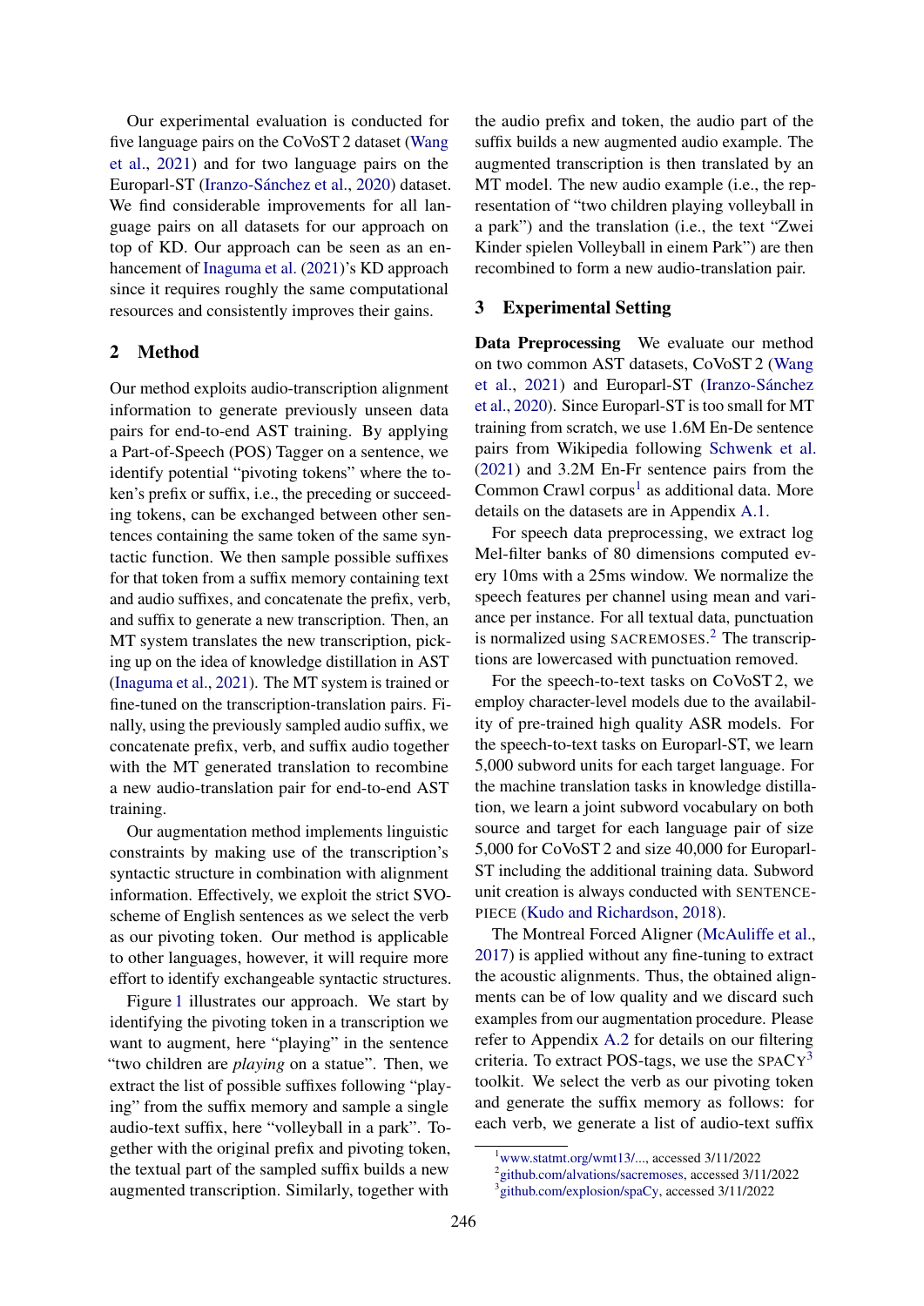Our experimental evaluation is conducted for five language pairs on the CoVoST 2 dataset (Wang et al., 2021) and for two language pairs on the Europarl-ST (Iranzo-Sánchez et al., 2020) dataset. We find considerable improvements for all language pairs on all datasets for our approach on top of KD. Our approach can be seen as an enhancement of Inaguma et al. (2021)'s KD approach since it requires roughly the same computational resources and consistently improves their gains.

## 2 Method

Our method exploits audio-transcription alignment information to generate previously unseen data pairs for end-to-end AST training. By applying a Part-of-Speech (POS) Tagger on a sentence, we identify potential "pivoting tokens" where the token's prefix or suffix, i.e., the preceding or succeeding tokens, can be exchanged between other sentences containing the same token of the same syntactic function. We then sample possible suffixes for that token from a suffix memory containing text and audio suffixes, and concatenate the prefix, verb, and suffix to generate a new transcription. Then, an MT system translates the new transcription, picking up on the idea of knowledge distillation in AST (Inaguma et al., 2021). The MT system is trained or fine-tuned on the transcription-translation pairs. Finally, using the previously sampled audio suffix, we concatenate prefix, verb, and suffix audio together with the MT generated translation to recombine a new audio-translation pair for end-to-end AST training.

Our augmentation method implements linguistic constraints by making use of the transcription's syntactic structure in combination with alignment information. Effectively, we exploit the strict SVO-scheme of English sentences as we select the verb as our pivoting token. Our method is applicable to other languages, however, it will require more effort to identify exchangeable syntactic structures.

Figure 1 illustrates our approach. We start by identifying the pivoting token in a transcription we want to augment, here "playing" in the sentence "two children are *playing* on a statue". Then, we extract the list of possible suffixes following "playing" from the suffix memory and sample a single audio-text suffix, here "volleyball in a park". Together with the original prefix and pivoting token, the textual part of the sampled suffix builds a new augmented transcription. Similarly, together with the audio prefix and token, the audio part of the suffix builds a new augmented audio example. The augmented transcription is then translated by an MT model. The new audio example (i.e., the representation of "two children playing volleyball in a park") and the translation (i.e., the text "Zwei Kinder spielen Volleyball in einem Park") are then recombined to form a new audio-translation pair.

## 3 Experimental Setting

**Data Preprocessing** We evaluate our method on two common AST datasets, CoVoST 2 (Wang et al., 2021) and Europarl-ST (Iranzo-Sánchez et al., 2020). Since Europarl-ST is too small for MT training from scratch, we use 1.6M En-De sentence pairs from Wikipedia following Schwenk et al. (2021) and 3.2M En-Fr sentence pairs from the Common Crawl corpus[1] as additional data. More details on the datasets are in Appendix A.1.

For speech data preprocessing, we extract log Mel-filter banks of 80 dimensions computed every 10ms with a 25ms window. We normalize the speech features per channel using mean and variance per instance. For all textual data, punctuation is normalized using SACREMOSES.[2] The transcriptions are lowercased with punctuation removed.

For the speech-to-text tasks on CoVoST 2, we employ character-level models due to the availability of pre-trained high quality ASR models. For the speech-to-text tasks on Europarl-ST, we learn 5,000 subword units for each target language. For the machine translation tasks in knowledge distillation, we learn a joint subword vocabulary on both source and target for each language pair of size 5,000 for CoVoST 2 and size 40,000 for Europarl-ST including the additional training data. Subword unit creation is always conducted with SENTENCEPIECE (Kudo and Richardson, 2018).

The Montreal Forced Aligner (McAuliffe et al., 2017) is applied without any fine-tuning to extract the acoustic alignments. Thus, the obtained alignments can be of low quality and we discard such examples from our augmentation procedure. Please refer to Appendix A.2 for details on our filtering criteria. To extract POS-tags, we use the SPACY[3] toolkit. We select the verb as our pivoting token and generate the suffix memory as follows: for each verb, we generate a list of audio-text suffix

[1] www.statmt.org/wmt13/..., accessed 3/11/2022
[2] github.com/alvations/sacremoses, accessed 3/11/2022
[3] github.com/explosion/spaCy, accessed 3/11/2022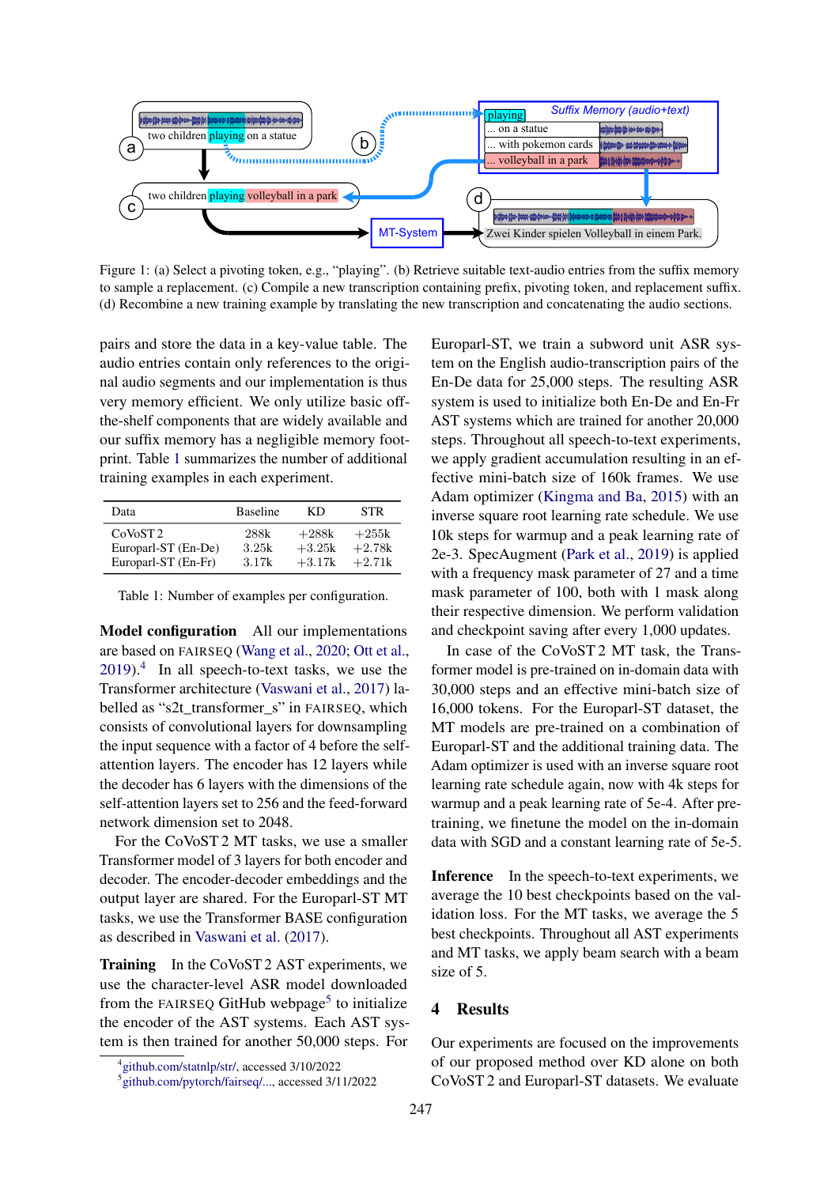Figure 1: (a) Select a pivoting token, e.g., "playing". (b) Retrieve suitable text-audio entries from the suffix memory to sample a replacement. (c) Compile a new transcription containing prefix, pivoting token, and replacement suffix. (d) Recombine a new training example by translating the new transcription and concatenating the audio sections.

pairs and store the data in a key-value table. The audio entries contain only references to the original audio segments and our implementation is thus very memory efficient. We only utilize basic off-the-shelf components that are widely available and our suffix memory has a negligible memory footprint. Table 1 summarizes the number of additional training examples in each experiment.

| Data | Baseline | KD | STR |
|---|---|---|---|
| CoVoST 2 | 288k | +288k | +255k |
| Europarl-ST (En-De) | 3.25k | +3.25k | +2.78k |
| Europarl-ST (En-Fr) | 3.17k | +3.17k | +2.71k |

Table 1: Number of examples per configuration.

**Model configuration** All our implementations are based on FAIRSEQ (Wang et al., 2020; Ott et al., 2019).[4] In all speech-to-text tasks, we use the Transformer architecture (Vaswani et al., 2017) labelled as "s2t_transformer_s" in FAIRSEQ, which consists of convolutional layers for downsampling the input sequence with a factor of 4 before the self-attention layers. The encoder has 12 layers while the decoder has 6 layers with the dimensions of the self-attention layers set to 256 and the feed-forward network dimension set to 2048.

For the CoVoST 2 MT tasks, we use a smaller Transformer model of 3 layers for both encoder and decoder. The encoder-decoder embeddings and the output layer are shared. For the Europarl-ST MT tasks, we use the Transformer BASE configuration as described in Vaswani et al. (2017).

**Training** In the CoVoST 2 AST experiments, we use the character-level ASR model downloaded from the FAIRSEQ GitHub webpage[5] to initialize the encoder of the AST systems. Each AST system is then trained for another 50,000 steps. For Europarl-ST, we train a subword unit ASR system on the English audio-transcription pairs of the En-De data for 25,000 steps. The resulting ASR system is used to initialize both En-De and En-Fr AST systems which are trained for another 20,000 steps. Throughout all speech-to-text experiments, we apply gradient accumulation resulting in an effective mini-batch size of 160k frames. We use Adam optimizer (Kingma and Ba, 2015) with an inverse square root learning rate schedule. We use 10k steps for warmup and a peak learning rate of 2e-3. SpecAugment (Park et al., 2019) is applied with a frequency mask parameter of 27 and a time mask parameter of 100, both with 1 mask along their respective dimension. We perform validation and checkpoint saving after every 1,000 updates.

In case of the CoVoST 2 MT task, the Transformer model is pre-trained on in-domain data with 30,000 steps and an effective mini-batch size of 16,000 tokens. For the Europarl-ST dataset, the MT models are pre-trained on a combination of Europarl-ST and the additional training data. The Adam optimizer is used with an inverse square root learning rate schedule again, now with 4k steps for warmup and a peak learning rate of 5e-4. After pre-training, we finetune the model on the in-domain data with SGD and a constant learning rate of 5e-5.

**Inference** In the speech-to-text experiments, we average the 10 best checkpoints based on the validation loss. For the MT tasks, we average the 5 best checkpoints. Throughout all AST experiments and MT tasks, we apply beam search with a beam size of 5.

## 4 Results

Our experiments are focused on the improvements of our proposed method over KD alone on both CoVoST 2 and Europarl-ST datasets. We evaluate

[4] github.com/statnlp/str/, accessed 3/10/2022
[5] github.com/pytorch/fairseq/..., accessed 3/11/2022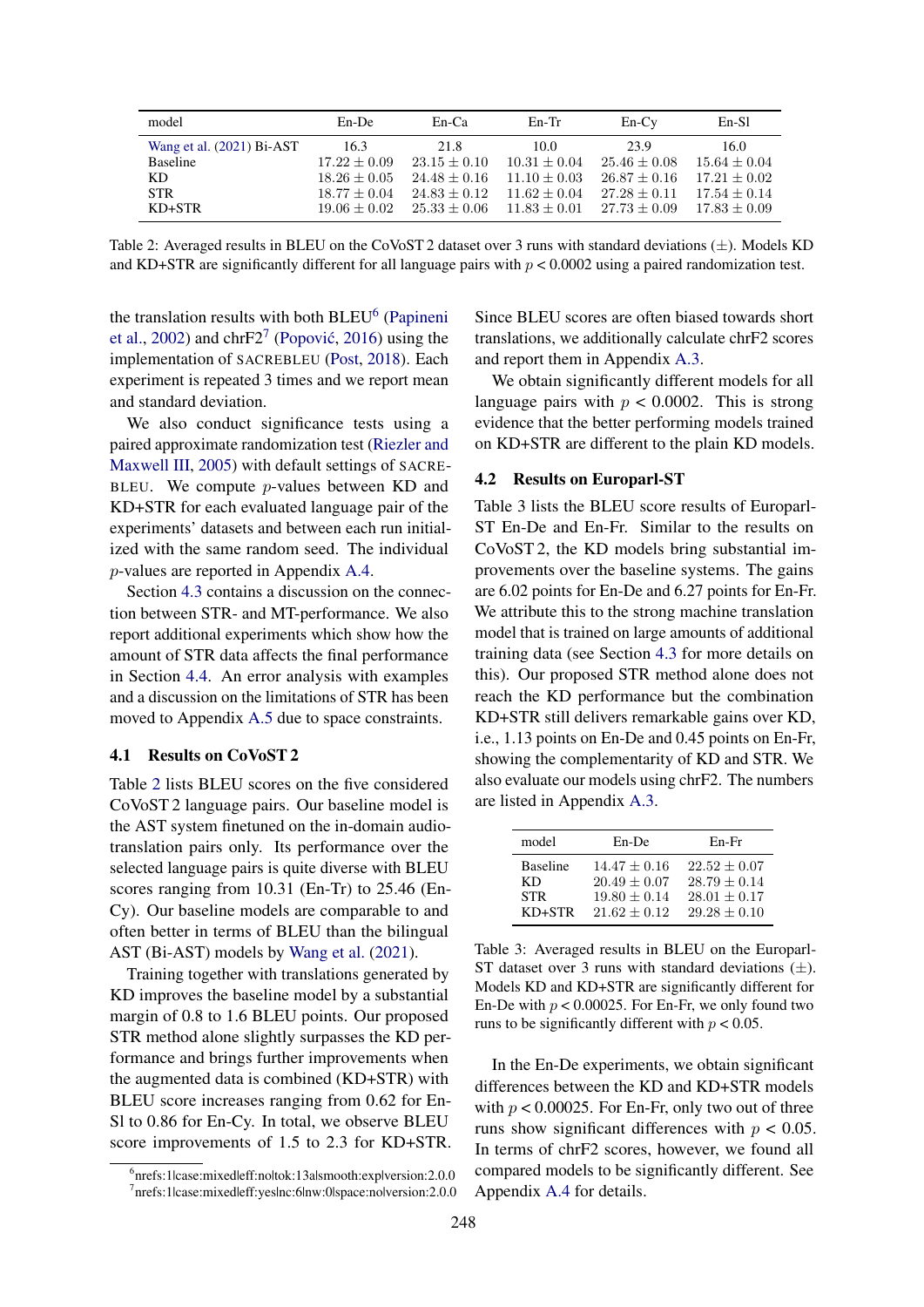| model | En-De | En-Ca | En-Tr | En-Cy | En-Sl |
|---|---|---|---|---|---|
| Wang et al. (2021) Bi-AST | 16.3 | 21.8 | 10.0 | 23.9 | 16.0 |
| Baseline | $17.22 \pm 0.09$ | $23.15 \pm 0.10$ | $10.31 \pm 0.04$ | $25.46 \pm 0.08$ | $15.64 \pm 0.04$ |
| KD | $18.26 \pm 0.05$ | $24.48 \pm 0.16$ | $11.10 \pm 0.03$ | $26.87 \pm 0.16$ | $17.21 \pm 0.02$ |
| STR | $18.77 \pm 0.04$ | $24.83 \pm 0.12$ | $11.62 \pm 0.04$ | $27.28 \pm 0.11$ | $17.54 \pm 0.14$ |
| KD+STR | $19.06 \pm 0.02$ | $25.33 \pm 0.06$ | $11.83 \pm 0.01$ | $27.73 \pm 0.09$ | $17.83 \pm 0.09$ |

Table 2: Averaged results in BLEU on the CoVoST 2 dataset over 3 runs with standard deviations ($\pm$). Models KD and KD+STR are significantly different for all language pairs with $p < 0.0002$ using a paired randomization test.

the translation results with both BLEU[6] (Papineni et al., 2002) and chrF2[7] (Popović, 2016) using the implementation of SACREBLEU (Post, 2018). Each experiment is repeated 3 times and we report mean and standard deviation.

We also conduct significance tests using a paired approximate randomization test (Riezler and Maxwell III, 2005) with default settings of SACREBLEU. We compute $p$-values between KD and KD+STR for each evaluated language pair of the experiments' datasets and between each run initialized with the same random seed. The individual $p$-values are reported in Appendix A.4.

Section 4.3 contains a discussion on the connection between STR- and MT-performance. We also report additional experiments which show how the amount of STR data affects the final performance in Section 4.4. An error analysis with examples and a discussion on the limitations of STR has been moved to Appendix A.5 due to space constraints.

### 4.1 Results on CoVoST 2

Table 2 lists BLEU scores on the five considered CoVoST 2 language pairs. Our baseline model is the AST system finetuned on the in-domain audio-translation pairs only. Its performance over the selected language pairs is quite diverse with BLEU scores ranging from 10.31 (En-Tr) to 25.46 (En-Cy). Our baseline models are comparable to and often better in terms of BLEU than the bilingual AST (Bi-AST) models by Wang et al. (2021).

Training together with translations generated by KD improves the baseline model by a substantial margin of 0.8 to 1.6 BLEU points. Our proposed STR method alone slightly surpasses the KD performance and brings further improvements when the augmented data is combined (KD+STR) with BLEU score increases ranging from 0.62 for En-Sl to 0.86 for En-Cy. In total, we observe BLEU score improvements of 1.5 to 2.3 for KD+STR. Since BLEU scores are often biased towards short translations, we additionally calculate chrF2 scores and report them in Appendix A.3.

We obtain significantly different models for all language pairs with $p < 0.0002$. This is strong evidence that the better performing models trained on KD+STR are different to the plain KD models.

### 4.2 Results on Europarl-ST

Table 3 lists the BLEU score results of Europarl-ST En-De and En-Fr. Similar to the results on CoVoST 2, the KD models bring substantial improvements over the baseline systems. The gains are 6.02 points for En-De and 6.27 points for En-Fr. We attribute this to the strong machine translation model that is trained on large amounts of additional training data (see Section 4.3 for more details on this). Our proposed STR method alone does not reach the KD performance but the combination KD+STR still delivers remarkable gains over KD, i.e., 1.13 points on En-De and 0.45 points on En-Fr, showing the complementarity of KD and STR. We also evaluate our models using chrF2. The numbers are listed in Appendix A.3.

| model | En-De | En-Fr |
|---|---|---|
| Baseline | $14.47 \pm 0.16$ | $22.52 \pm 0.07$ |
| KD | $20.49 \pm 0.07$ | $28.79 \pm 0.14$ |
| STR | $19.80 \pm 0.14$ | $28.01 \pm 0.17$ |
| KD+STR | $21.62 \pm 0.12$ | $29.28 \pm 0.10$ |

Table 3: Averaged results in BLEU on the Europarl-ST dataset over 3 runs with standard deviations ($\pm$). Models KD and KD+STR are significantly different for En-De with $p < 0.00025$. For En-Fr, we only found two runs to be significantly different with $p < 0.05$.

In the En-De experiments, we obtain significant differences between the KD and KD+STR models with $p < 0.00025$. For En-Fr, only two out of three runs show significant differences with $p < 0.05$. In terms of chrF2 scores, however, we found all compared models to be significantly different. See Appendix A.4 for details.

[6] nrefs:1|case:mixed|eff:no|tok:13a|smooth:exp|version:2.0.0
[7] nrefs:1|case:mixed|eff:yes|nc:6|nw:0|space:no|version:2.0.0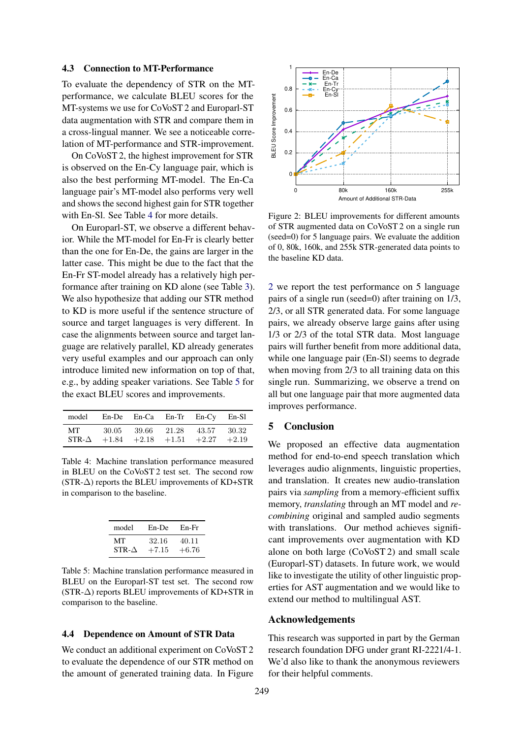### 4.3 Connection to MT-Performance

To evaluate the dependency of STR on the MT-performance, we calculate BLEU scores for the MT-systems we use for CoVoST 2 and Europarl-ST data augmentation with STR and compare them in a cross-lingual manner. We see a noticeable correlation of MT-performance and STR-improvement.

On CoVoST 2, the highest improvement for STR is observed on the En-Cy language pair, which is also the best performing MT-model. The En-Ca language pair's MT-model also performs very well and shows the second highest gain for STR together with En-Sl. See Table 4 for more details.

On Europarl-ST, we observe a different behavior. While the MT-model for En-Fr is clearly better than the one for En-De, the gains are larger in the latter case. This might be due to the fact that the En-Fr ST-model already has a relatively high performance after training on KD alone (see Table 3). We also hypothesize that adding our STR method to KD is more useful if the sentence structure of source and target languages is very different. In case the alignments between source and target language are relatively parallel, KD already generates very useful examples and our approach can only introduce limited new information on top of that, e.g., by adding speaker variations. See Table 5 for the exact BLEU scores and improvements.

| model | En-De | En-Ca | En-Tr | En-Cy | En-Sl |
|---|---|---|---|---|---|
| MT | 30.05 | 39.66 | 21.28 | 43.57 | 30.32 |
| STR-Δ | +1.84 | +2.18 | +1.51 | +2.27 | +2.19 |

Table 4: Machine translation performance measured in BLEU on the CoVoST 2 test set. The second row (STR-Δ) reports the BLEU improvements of KD+STR in comparison to the baseline.

| model | En-De | En-Fr |
|---|---|---|
| MT | 32.16 | 40.11 |
| STR-Δ | +7.15 | +6.76 |

Table 5: Machine translation performance measured in BLEU on the Europarl-ST test set. The second row (STR-Δ) reports BLEU improvements of KD+STR in comparison to the baseline.

### 4.4 Dependence on Amount of STR Data

We conduct an additional experiment on CoVoST 2 to evaluate the dependence of our STR method on the amount of generated training data. In Figure 2 we report the test performance on 5 language pairs of a single run (seed=0) after training on 1/3, 2/3, or all STR generated data. For some language pairs, we already observe large gains after using 1/3 or 2/3 of the total STR data. Most language pairs will further benefit from more additional data, while one language pair (En-Sl) seems to degrade when moving from 2/3 to all training data on this single run. Summarizing, we observe a trend on all but one language pair that more augmented data improves performance.

Figure 2: BLEU improvements for different amounts of STR augmented data on CoVoST 2 on a single run (seed=0) for 5 language pairs. We evaluate the addition of 0, 80k, 160k, and 255k STR-generated data points to the baseline KD data.

## 5 Conclusion

We proposed an effective data augmentation method for end-to-end speech translation which leverages audio alignments, linguistic properties, and translation. It creates new audio-translation pairs via *sampling* from a memory-efficient suffix memory, *translating* through an MT model and *recombining* original and sampled audio segments with translations. Our method achieves significant improvements over augmentation with KD alone on both large (CoVoST 2) and small scale (Europarl-ST) datasets. In future work, we would like to investigate the utility of other linguistic properties for AST augmentation and we would like to extend our method to multilingual AST.

## Acknowledgements

This research was supported in part by the German research foundation DFG under grant RI-2221/4-1. We'd also like to thank the anonymous reviewers for their helpful comments.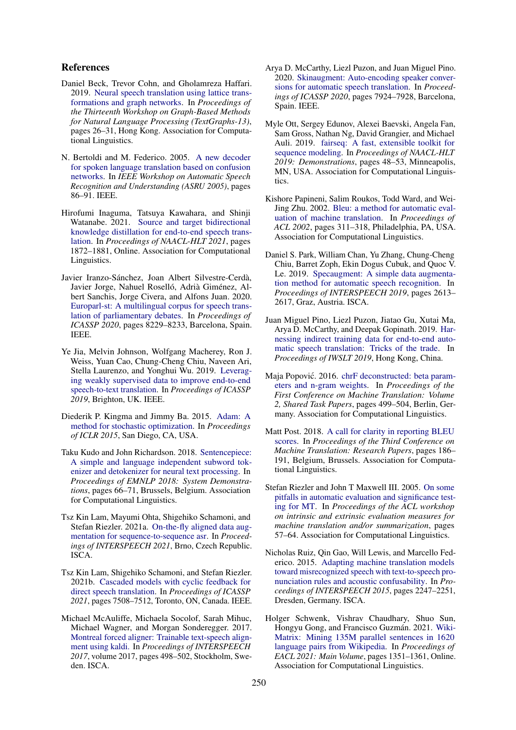## References

Daniel Beck, Trevor Cohn, and Gholamreza Haffari. 2019. Neural speech translation using lattice transformations and graph networks. In *Proceedings of the Thirteenth Workshop on Graph-Based Methods for Natural Language Processing (TextGraphs-13)*, pages 26–31, Hong Kong. Association for Computational Linguistics.

N. Bertoldi and M. Federico. 2005. A new decoder for spoken language translation based on confusion networks. In *IEEE Workshop on Automatic Speech Recognition and Understanding (ASRU 2005)*, pages 86–91. IEEE.

Hirofumi Inaguma, Tatsuya Kawahara, and Shinji Watanabe. 2021. Source and target bidirectional knowledge distillation for end-to-end speech translation. In *Proceedings of NAACL-HLT 2021*, pages 1872–1881, Online. Association for Computational Linguistics.

Javier Iranzo-Sánchez, Joan Albert Silvestre-Cerdà, Javier Jorge, Nahuel Roselló, Adrià Giménez, Albert Sanchis, Jorge Civera, and Alfons Juan. 2020. Europarl-st: A multilingual corpus for speech translation of parliamentary debates. In *Proceedings of ICASSP 2020*, pages 8229–8233, Barcelona, Spain. IEEE.

Ye Jia, Melvin Johnson, Wolfgang Macherey, Ron J. Weiss, Yuan Cao, Chung-Cheng Chiu, Naveen Ari, Stella Laurenzo, and Yonghui Wu. 2019. Leveraging weakly supervised data to improve end-to-end speech-to-text translation. In *Proceedings of ICASSP 2019*, Brighton, UK. IEEE.

Diederik P. Kingma and Jimmy Ba. 2015. Adam: A method for stochastic optimization. In *Proceedings of ICLR 2015*, San Diego, CA, USA.

Taku Kudo and John Richardson. 2018. Sentencepiece: A simple and language independent subword tokenizer and detokenizer for neural text processing. In *Proceedings of EMNLP 2018: System Demonstrations*, pages 66–71, Brussels, Belgium. Association for Computational Linguistics.

Tsz Kin Lam, Mayumi Ohta, Shigehiko Schamoni, and Stefan Riezler. 2021a. On-the-fly aligned data augmentation for sequence-to-sequence asr. In *Proceedings of INTERSPEECH 2021*, Brno, Czech Republic. ISCA.

Tsz Kin Lam, Shigehiko Schamoni, and Stefan Riezler. 2021b. Cascaded models with cyclic feedback for direct speech translation. In *Proceedings of ICASSP 2021*, pages 7508–7512, Toronto, ON, Canada. IEEE.

Michael McAuliffe, Michaela Socolof, Sarah Mihuc, Michael Wagner, and Morgan Sonderegger. 2017. Montreal forced aligner: Trainable text-speech alignment using kaldi. In *Proceedings of INTERSPEECH 2017*, volume 2017, pages 498–502, Stockholm, Sweden. ISCA.

Arya D. McCarthy, Liezl Puzon, and Juan Miguel Pino. 2020. Skinaugment: Auto-encoding speaker conversions for automatic speech translation. In *Proceedings of ICASSP 2020*, pages 7924–7928, Barcelona, Spain. IEEE.

Myle Ott, Sergey Edunov, Alexei Baevski, Angela Fan, Sam Gross, Nathan Ng, David Grangier, and Michael Auli. 2019. fairseq: A fast, extensible toolkit for sequence modeling. In *Proceedings of NAACL-HLT 2019: Demonstrations*, pages 48–53, Minneapolis, MN, USA. Association for Computational Linguistics.

Kishore Papineni, Salim Roukos, Todd Ward, and Wei-Jing Zhu. 2002. Bleu: a method for automatic evaluation of machine translation. In *Proceedings of ACL 2002*, pages 311–318, Philadelphia, PA, USA. Association for Computational Linguistics.

Daniel S. Park, William Chan, Yu Zhang, Chung-Cheng Chiu, Barret Zoph, Ekin Dogus Cubuk, and Quoc V. Le. 2019. Specaugment: A simple data augmentation method for automatic speech recognition. In *Proceedings of INTERSPEECH 2019*, pages 2613–2617, Graz, Austria. ISCA.

Juan Miguel Pino, Liezl Puzon, Jiatao Gu, Xutai Ma, Arya D. McCarthy, and Deepak Gopinath. 2019. Harnessing indirect training data for end-to-end automatic speech translation: Tricks of the trade. In *Proceedings of IWSLT 2019*, Hong Kong, China.

Maja Popović. 2016. chrF deconstructed: beta parameters and n-gram weights. In *Proceedings of the First Conference on Machine Translation: Volume 2, Shared Task Papers*, pages 499–504, Berlin, Germany. Association for Computational Linguistics.

Matt Post. 2018. A call for clarity in reporting BLEU scores. In *Proceedings of the Third Conference on Machine Translation: Research Papers*, pages 186–191, Belgium, Brussels. Association for Computational Linguistics.

Stefan Riezler and John T Maxwell III. 2005. On some pitfalls in automatic evaluation and significance testing for MT. In *Proceedings of the ACL workshop on intrinsic and extrinsic evaluation measures for machine translation and/or summarization*, pages 57–64. Association for Computational Linguistics.

Nicholas Ruiz, Qin Gao, Will Lewis, and Marcello Federico. 2015. Adapting machine translation models toward misrecognized speech with text-to-speech pronunciation rules and acoustic confusability. In *Proceedings of INTERSPEECH 2015*, pages 2247–2251, Dresden, Germany. ISCA.

Holger Schwenk, Vishrav Chaudhary, Shuo Sun, Hongyu Gong, and Francisco Guzmán. 2021. WikiMatrix: Mining 135M parallel sentences in 1620 language pairs from Wikipedia. In *Proceedings of EACL 2021: Main Volume*, pages 1351–1361, Online. Association for Computational Linguistics.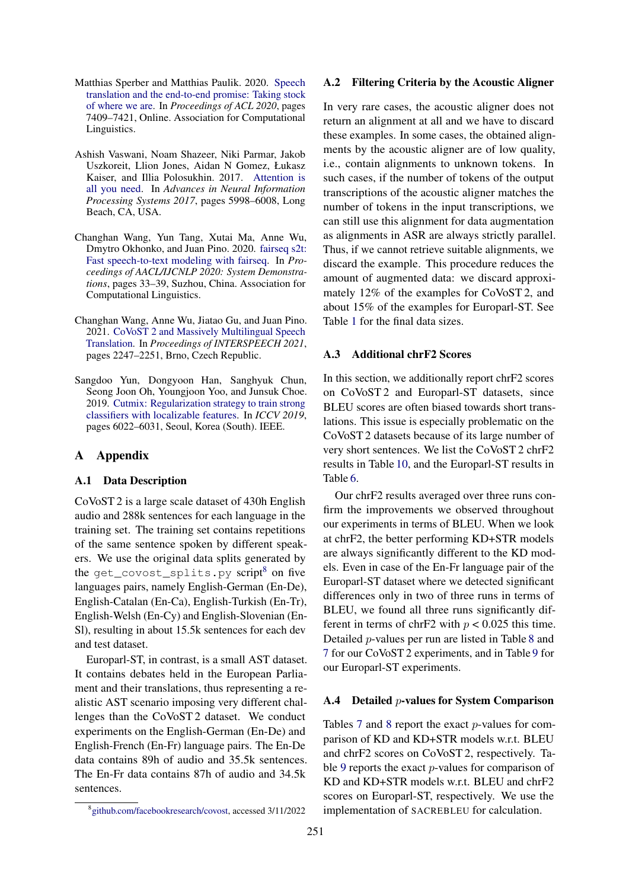Matthias Sperber and Matthias Paulik. 2020. Speech translation and the end-to-end promise: Taking stock of where we are. In *Proceedings of ACL 2020*, pages 7409–7421, Online. Association for Computational Linguistics.

Ashish Vaswani, Noam Shazeer, Niki Parmar, Jakob Uszkoreit, Llion Jones, Aidan N Gomez, Łukasz Kaiser, and Illia Polosukhin. 2017. Attention is all you need. In *Advances in Neural Information Processing Systems 2017*, pages 5998–6008, Long Beach, CA, USA.

Changhan Wang, Yun Tang, Xutai Ma, Anne Wu, Dmytro Okhonko, and Juan Pino. 2020. fairseq s2t: Fast speech-to-text modeling with fairseq. In *Proceedings of AACL/IJCNLP 2020: System Demonstrations*, pages 33–39, Suzhou, China. Association for Computational Linguistics.

Changhan Wang, Anne Wu, Jiatao Gu, and Juan Pino. 2021. CoVoST 2 and Massively Multilingual Speech Translation. In *Proceedings of INTERSPEECH 2021*, pages 2247–2251, Brno, Czech Republic.

Sangdoo Yun, Dongyoon Han, Sanghyuk Chun, Seong Joon Oh, Youngjoon Yoo, and Junsuk Choe. 2019. Cutmix: Regularization strategy to train strong classifiers with localizable features. In *ICCV 2019*, pages 6022–6031, Seoul, Korea (South). IEEE.

# A Appendix

## A.1 Data Description

CoVoST 2 is a large scale dataset of 430h English audio and 288k sentences for each language in the training set. The training set contains repetitions of the same sentence spoken by different speakers. We use the original data splits generated by the `get_covost_splits.py` script[8] on five languages pairs, namely English-German (En-De), English-Catalan (En-Ca), English-Turkish (En-Tr), English-Welsh (En-Cy) and English-Slovenian (En-Sl), resulting in about 15.5k sentences for each dev and test dataset.

Europarl-ST, in contrast, is a small AST dataset. It contains debates held in the European Parliament and their translations, thus representing a realistic AST scenario imposing very different challenges than the CoVoST 2 dataset. We conduct experiments on the English-German (En-De) and English-French (En-Fr) language pairs. The En-De data contains 89h of audio and 35.5k sentences. The En-Fr data contains 87h of audio and 34.5k sentences.

[8] github.com/facebookresearch/covost, accessed 3/11/2022

## A.2 Filtering Criteria by the Acoustic Aligner

In very rare cases, the acoustic aligner does not return an alignment at all and we have to discard these examples. In some cases, the obtained alignments by the acoustic aligner are of low quality, i.e., contain alignments to unknown tokens. In such cases, if the number of tokens of the output transcriptions of the acoustic aligner matches the number of tokens in the input transcriptions, we can still use this alignment for data augmentation as alignments in ASR are always strictly parallel. Thus, if we cannot retrieve suitable alignments, we discard the example. This procedure reduces the amount of augmented data: we discard approximately 12% of the examples for CoVoST 2, and about 15% of the examples for Europarl-ST. See Table 1 for the final data sizes.

## A.3 Additional chrF2 Scores

In this section, we additionally report chrF2 scores on CoVoST 2 and Europarl-ST datasets, since BLEU scores are often biased towards short translations. This issue is especially problematic on the CoVoST 2 datasets because of its large number of very short sentences. We list the CoVoST 2 chrF2 results in Table 10, and the Europarl-ST results in Table 6.

Our chrF2 results averaged over three runs confirm the improvements we observed throughout our experiments in terms of BLEU. When we look at chrF2, the better performing KD+STR models are always significantly different to the KD models. Even in case of the En-Fr language pair of the Europarl-ST dataset where we detected significant differences only in two of three runs in terms of BLEU, we found all three runs significantly different in terms of chrF2 with $p < 0.025$ this time. Detailed $p$-values per run are listed in Table 8 and 7 for our CoVoST 2 experiments, and in Table 9 for our Europarl-ST experiments.

## A.4 Detailed $p$-values for System Comparison

Tables 7 and 8 report the exact $p$-values for comparison of KD and KD+STR models w.r.t. BLEU and chrF2 scores on CoVoST 2, respectively. Table 9 reports the exact $p$-values for comparison of KD and KD+STR models w.r.t. BLEU and chrF2 scores on Europarl-ST, respectively. We use the implementation of SACREBLEU for calculation.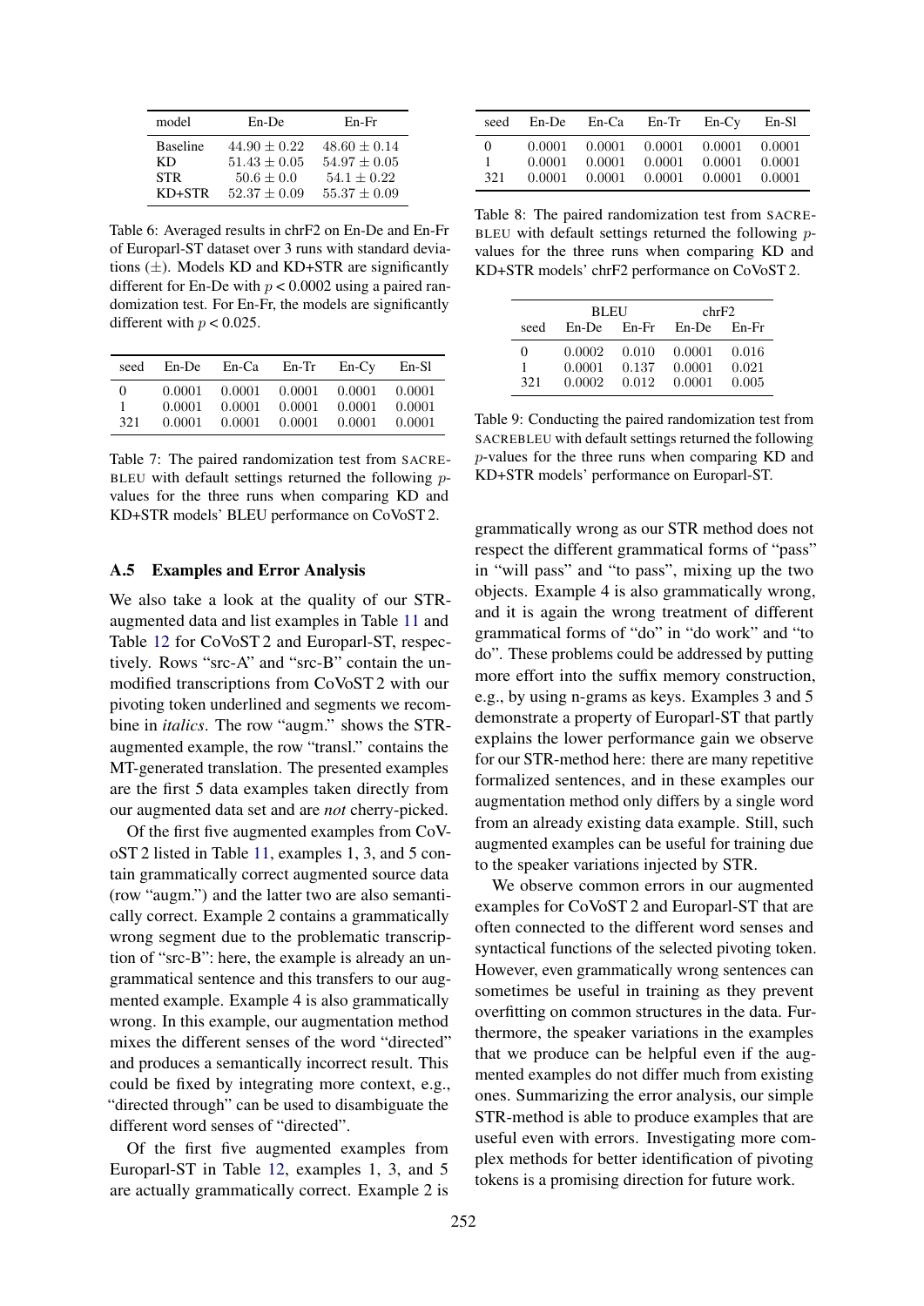| model | En-De | En-Fr |
|---|---|---|
| Baseline | $44.90 \pm 0.22$ | $48.60 \pm 0.14$ |
| KD | $51.43 \pm 0.05$ | $54.97 \pm 0.05$ |
| STR | $50.6 \pm 0.0$ | $54.1 \pm 0.22$ |
| KD+STR | $52.37 \pm 0.09$ | $55.37 \pm 0.09$ |

Table 6: Averaged results in chrF2 on En-De and En-Fr of Europarl-ST dataset over 3 runs with standard deviations ($\pm$). Models KD and KD+STR are significantly different for En-De with $p < 0.0002$ using a paired randomization test. For En-Fr, the models are significantly different with $p < 0.025$.

| seed | En-De | En-Ca | En-Tr | En-Cy | En-Sl |
|---|---|---|---|---|---|
| 0 | 0.0001 | 0.0001 | 0.0001 | 0.0001 | 0.0001 |
| 1 | 0.0001 | 0.0001 | 0.0001 | 0.0001 | 0.0001 |
| 321 | 0.0001 | 0.0001 | 0.0001 | 0.0001 | 0.0001 |

Table 7: The paired randomization test from SACREBLEU with default settings returned the following $p$-values for the three runs when comparing KD and KD+STR models' BLEU performance on CoVoST 2.

### A.5 Examples and Error Analysis

We also take a look at the quality of our STR-augmented data and list examples in Table 11 and Table 12 for CoVoST 2 and Europarl-ST, respectively. Rows "src-A" and "src-B" contain the unmodified transcriptions from CoVoST 2 with our pivoting token underlined and segments we recombine in *italics*. The row "augm." shows the STR-augmented example, the row "transl." contains the MT-generated translation. The presented examples are the first 5 data examples taken directly from our augmented data set and are *not* cherry-picked.

Of the first five augmented examples from CoVoST 2 listed in Table 11, examples 1, 3, and 5 contain grammatically correct augmented source data (row "augm.") and the latter two are also semantically correct. Example 2 contains a grammatically wrong segment due to the problematic transcription of "src-B": here, the example is already an ungrammatical sentence and this transfers to our augmented example. Example 4 is also grammatically wrong. In this example, our augmentation method mixes the different senses of the word "directed" and produces a semantically incorrect result. This could be fixed by integrating more context, e.g., "directed through" can be used to disambiguate the different word senses of "directed".

Of the first five augmented examples from Europarl-ST in Table 12, examples 1, 3, and 5 are actually grammatically correct. Example 2 is

| seed | En-De | En-Ca | En-Tr | En-Cy | En-Sl |
|---|---|---|---|---|---|
| 0 | 0.0001 | 0.0001 | 0.0001 | 0.0001 | 0.0001 |
| 1 | 0.0001 | 0.0001 | 0.0001 | 0.0001 | 0.0001 |
| 321 | 0.0001 | 0.0001 | 0.0001 | 0.0001 | 0.0001 |

Table 8: The paired randomization test from SACREBLEU with default settings returned the following $p$-values for the three runs when comparing KD and KD+STR models' chrF2 performance on CoVoST 2.

| | BLEU | | chrF2 | |
|---|---|---|---|---|
| seed | En-De | En-Fr | En-De | En-Fr |
| 0 | 0.0002 | 0.010 | 0.0001 | 0.016 |
| 1 | 0.0001 | 0.137 | 0.0001 | 0.021 |
| 321 | 0.0002 | 0.012 | 0.0001 | 0.005 |

Table 9: Conducting the paired randomization test from SACREBLEU with default settings returned the following $p$-values for the three runs when comparing KD and KD+STR models' performance on Europarl-ST.

grammatically wrong as our STR method does not respect the different grammatical forms of "pass" in "will pass" and "to pass", mixing up the two objects. Example 4 is also grammatically wrong, and it is again the wrong treatment of different grammatical forms of "do" in "do work" and "to do". These problems could be addressed by putting more effort into the suffix memory construction, e.g., by using n-grams as keys. Examples 3 and 5 demonstrate a property of Europarl-ST that partly explains the lower performance gain we observe for our STR-method here: there are many repetitive formalized sentences, and in these examples our augmentation method only differs by a single word from an already existing data example. Still, such augmented examples can be useful for training due to the speaker variations injected by STR.

We observe common errors in our augmented examples for CoVoST 2 and Europarl-ST that are often connected to the different word senses and syntactical functions of the selected pivoting token. However, even grammatically wrong sentences can sometimes be useful in training as they prevent overfitting on common structures in the data. Furthermore, the speaker variations in the examples that we produce can be helpful even if the augmented examples do not differ much from existing ones. Summarizing the error analysis, our simple STR-method is able to produce examples that are useful even with errors. Investigating more complex methods for better identification of pivoting tokens is a promising direction for future work.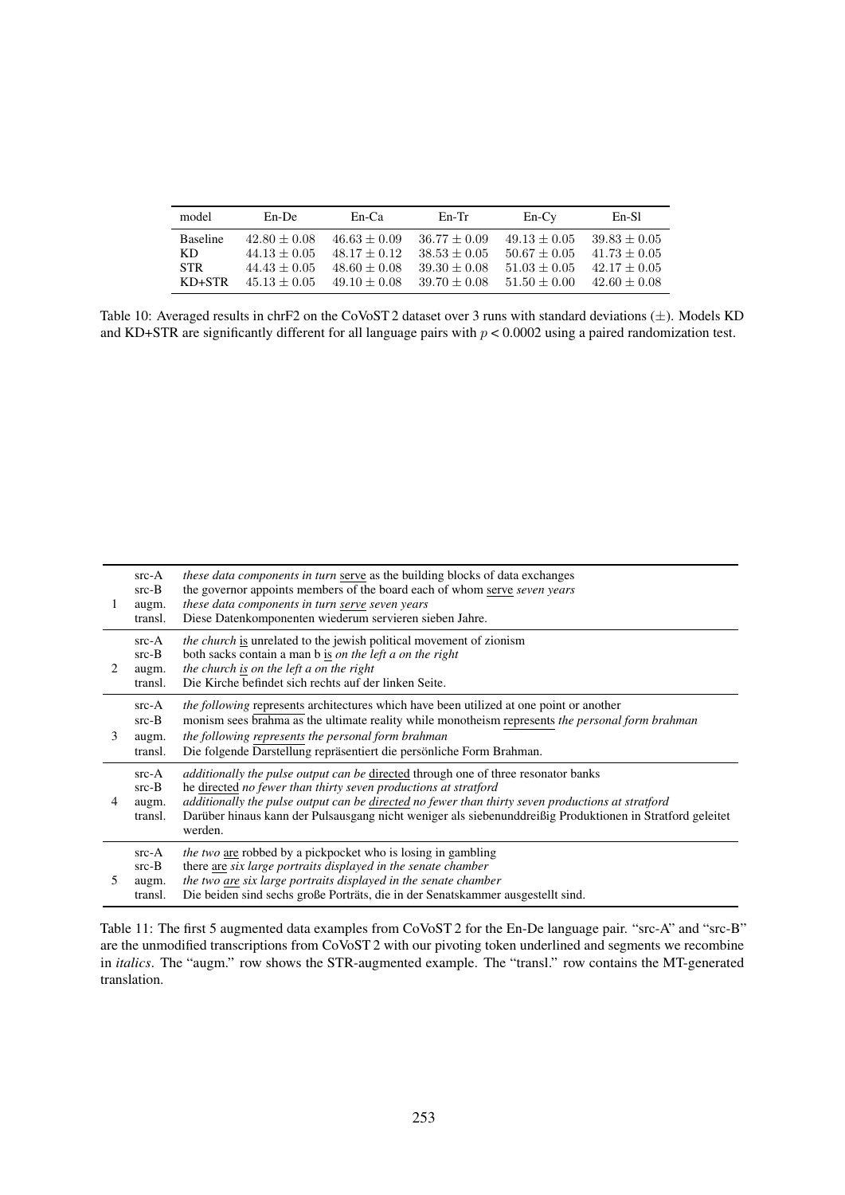| model | En-De | En-Ca | En-Tr | En-Cy | En-Sl |
|---|---|---|---|---|---|
| Baseline | $42.80 \pm 0.08$ | $46.63 \pm 0.09$ | $36.77 \pm 0.09$ | $49.13 \pm 0.05$ | $39.83 \pm 0.05$ |
| KD | $44.13 \pm 0.05$ | $48.17 \pm 0.12$ | $38.53 \pm 0.05$ | $50.67 \pm 0.05$ | $41.73 \pm 0.05$ |
| STR | $44.43 \pm 0.05$ | $48.60 \pm 0.08$ | $39.30 \pm 0.08$ | $51.03 \pm 0.05$ | $42.17 \pm 0.05$ |
| KD+STR | $45.13 \pm 0.05$ | $49.10 \pm 0.08$ | $39.70 \pm 0.08$ | $51.50 \pm 0.00$ | $42.60 \pm 0.08$ |

Table 10: Averaged results in chrF2 on the CoVoST 2 dataset over 3 runs with standard deviations (±). Models KD and KD+STR are significantly different for all language pairs with $p < 0.0002$ using a paired randomization test.

| | | |
|---|---|---|
| 1 | src-A | *these data components in turn* serve as the building blocks of data exchanges |
| | src-B | the governor appoints members of the board each of whom serve *seven years* |
| | augm. | *these data components in turn serve seven years* |
| | transl. | Diese Datenkomponenten wiederum servieren sieben Jahre. |
| 2 | src-A | *the church* is unrelated to the jewish political movement of zionism |
| | src-B | both sacks contain a man b is *on the left a on the right* |
| | augm. | *the church is on the left a on the right* |
| | transl. | Die Kirche befindet sich rechts auf der linken Seite. |
| 3 | src-A | *the following* represents architectures which have been utilized at one point or another |
| | src-B | monism sees brahma as the ultimate reality while monotheism represents *the personal form brahman* |
| | augm. | *the following represents the personal form brahman* |
| | transl. | Die folgende Darstellung repräsentiert die persönliche Form Brahman. |
| 4 | src-A | *additionally the pulse output can be* directed through one of three resonator banks |
| | src-B | he directed *no fewer than thirty seven productions at stratford* |
| | augm. | *additionally the pulse output can be directed no fewer than thirty seven productions at stratford* |
| | transl. | Darüber hinaus kann der Pulsausgang nicht weniger als siebenunddreißig Produktionen in Stratford geleitet werden. |
| 5 | src-A | *the two* are robbed by a pickpocket who is losing in gambling |
| | src-B | there are *six large portraits displayed in the senate chamber* |
| | augm. | *the two are six large portraits displayed in the senate chamber* |
| | transl. | Die beiden sind sechs große Porträts, die in der Senatskammer ausgestellt sind. |

Table 11: The first 5 augmented data examples from CoVoST 2 for the En-De language pair. "src-A" and "src-B" are the unmodified transcriptions from CoVoST 2 with our pivoting token underlined and segments we recombine in *italics*. The "augm." row shows the STR-augmented example. The "transl." row contains the MT-generated translation.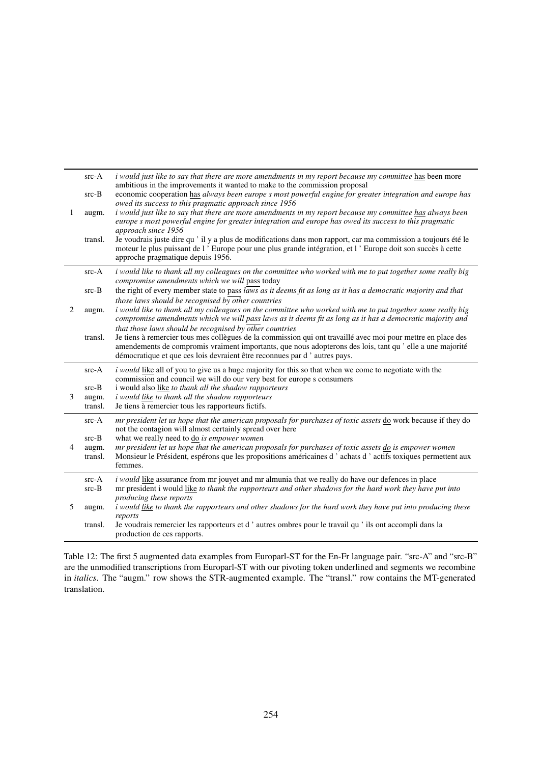| | | |
|---|---|---|
| 1 | src-A | *i would just like to say that there are more amendments in my report because my committee* <u>has</u> been more ambitious in the improvements it wanted to make to the commission proposal |
| | src-B | economic cooperation <u>has</u> *always been europe s most powerful engine for greater integration and europe has owed its success to this pragmatic approach since 1956* |
| | augm. | *i would just like to say that there are more amendments in my report because my committee <u>has</u> always been europe s most powerful engine for greater integration and europe has owed its success to this pragmatic approach since 1956* |
| | transl. | Je voudrais juste dire qu ' il y a plus de modifications dans mon rapport, car ma commission a toujours été le moteur le plus puissant de l ' Europe pour une plus grande intégration, et l ' Europe doit son succès à cette approche pragmatique depuis 1956. |
| 2 | src-A | *i would like to thank all my colleagues on the committee who worked with me to put together some really big compromise amendments which we will* <u>pass</u> today |
| | src-B | the right of every member state to <u>pass</u> *laws as it deems fit as long as it has a democratic majority and that those laws should be recognised by other countries* |
| | augm. | *i would like to thank all my colleagues on the committee who worked with me to put together some really big compromise amendments which we will <u>pass</u> laws as it deems fit as long as it has a democratic majority and that those laws should be recognised by other countries* |
| | transl. | Je tiens à remercier tous mes collègues de la commission qui ont travaillé avec moi pour mettre en place des amendements de compromis vraiment importants, que nous adopterons des lois, tant qu ' elle a une majorité démocratique et que ces lois devraient être reconnues par d ' autres pays. |
| 3 | src-A | *i would* <u>like</u> all of you to give us a huge majority for this so that when we come to negotiate with the commission and council we will do our very best for europe s consumers |
| | src-B | i would also <u>like</u> *to thank all the shadow rapporteurs* |
| | augm. | *i would <u>like</u> to thank all the shadow rapporteurs* |
| | transl. | Je tiens à remercier tous les rapporteurs fictifs. |
| 4 | src-A | *mr president let us hope that the american proposals for purchases of toxic assets* <u>do</u> work because if they do not the contagion will almost certainly spread over here |
| | src-B | what we really need to <u>do</u> *is empower women* |
| | augm. | *mr president let us hope that the american proposals for purchases of toxic assets <u>do</u> is empower women* |
| | transl. | Monsieur le Président, espérons que les propositions américaines d ' achats d ' actifs toxiques permettent aux femmes. |
| 5 | src-A | *i would* <u>like</u> assurance from mr jouyet and mr almunia that we really do have our defences in place |
| | src-B | mr president i would <u>like</u> *to thank the rapporteurs and other shadows for the hard work they have put into producing these reports* |
| | augm. | *i would <u>like</u> to thank the rapporteurs and other shadows for the hard work they have put into producing these reports* |
| | transl. | Je voudrais remercier les rapporteurs et d ' autres ombres pour le travail qu ' ils ont accompli dans la production de ces rapports. |

Table 12: The first 5 augmented data examples from Europarl-ST for the En-Fr language pair. "src-A" and "src-B" are the unmodified transcriptions from Europarl-ST with our pivoting token underlined and segments we recombine in *italics*. The "augm." row shows the STR-augmented example. The "transl." row contains the MT-generated translation.